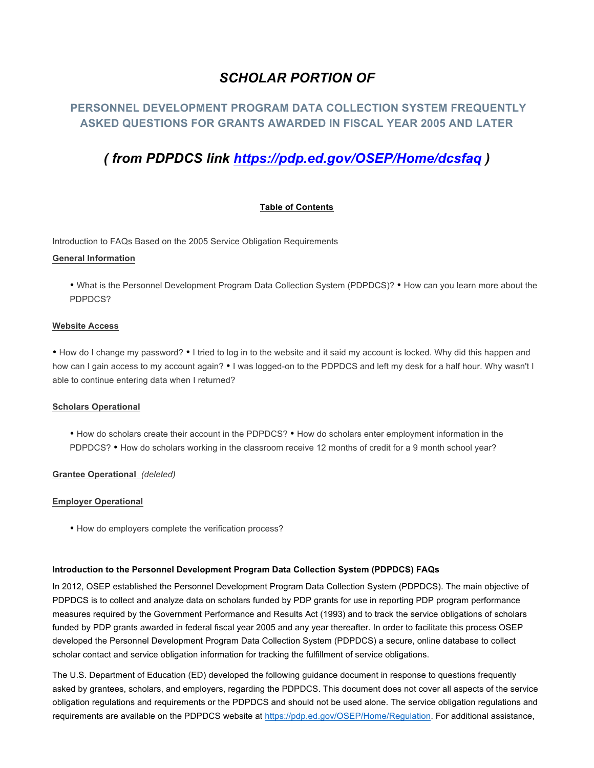# *SCHOLAR PORTION OF*

## PERSONNEL DEVELOPMENT PROGRAM DATA COLLECTION SYSTEM FREQUENTLY ASKED QUESTIONS FOR GRANTS AWARDED IN FISCAL YEAR 2005 AND LATER

## *( from PDPDCS link https://pdp.ed.gov/OSEP/Home/dcsfaq )*

**Table of Contents**

Introduction to FAQs Based on the 2005 Service Obligation Requirements

**General Information**

- What is the Personnel Development Program Data Collection System (PDPDCS)?
- How can you learn more about the PDPDCS?

**Website Access**

- How do I change my password?
- I tried to log in to the website and it said my account is locked. Why did this happen and how can I gain access to my account again?
- I was logged-on to the PDPDCS and left my desk for a half hour. Why wasn't I able to continue entering data when I returned?

**Scholars Operational**

- How do scholars create their account in the PDPDCS?
- How do scholars enter employment information in the PDPDCS?
- How do scholars working in the classroom receive 12 months of credit for a 9 month school year?

**Grantee Operational** *(deleted)*

**Employer Operational**

- How do employers complete the verification process?

**Introduction to the Personnel Development Program Data Collection System (PDPDCS) FAQs**

In 2012, OSEP established the Personnel Development Program Data Collection System (PDPDCS). The main objective of PDPDCS is to collect and analyze data on scholars funded by PDP grants for use in reporting PDP program performance measures required by the Government Performance and Results Act (1993) and to track the service obligations of scholars funded by PDP grants awarded in federal fiscal year 2005 and any year thereafter. In order to facilitate this process OSEP developed the Personnel Development Program Data Collection System (PDPDCS) a secure, online database to collect scholar contact and service obligation information for tracking the fulfillment of service obligations.

The U.S. Department of Education (ED) developed the following guidance document in response to questions frequently asked by grantees, scholars, and employers, regarding the PDPDCS. This document does not cover all aspects of the service obligation regulations and requirements or the PDPDCS and should not be used alone. The service obligation regulations and requirements are available on the PDPDCS website at https://pdp.ed.gov/OSEP/Home/Regulation. For additional assistance,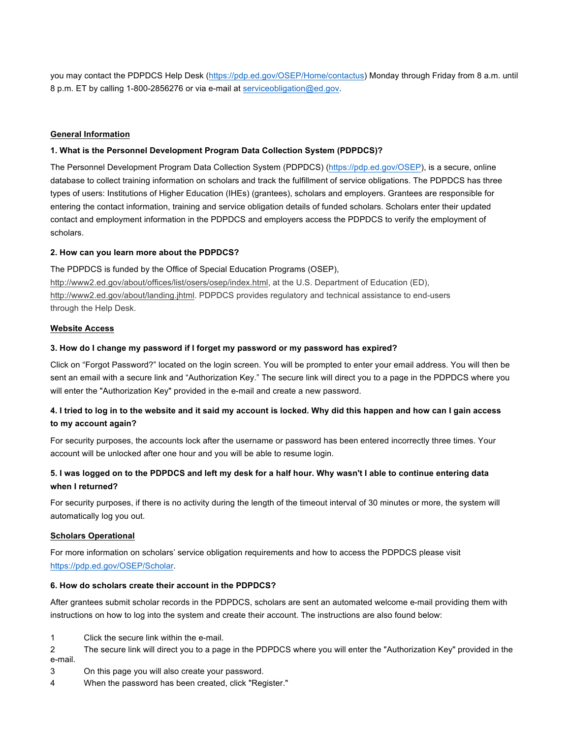you may contact the PDPDCS Help Desk ([https://pdp.ed.gov/OSEP/Home/contactus](https://pdp.ed.gov/OSEP/Home/contactus)) Monday through Friday from 8 a.m. until 8 p.m. ET by calling 1-800-2856276 or via e-mail at [serviceobligation@ed.gov](mailto:serviceobligation@ed.gov).

## General Information

### 1. What is the Personnel Development Program Data Collection System (PDPDCS)?

The Personnel Development Program Data Collection System (PDPDCS) ([https://pdp.ed.gov/OSEP](https://pdp.ed.gov/OSEP)), is a secure, online database to collect training information on scholars and track the fulfillment of service obligations. The PDPDCS has three types of users: Institutions of Higher Education (IHEs) (grantees), scholars and employers. Grantees are responsible for entering the contact information, training and service obligation details of funded scholars. Scholars enter their updated contact and employment information in the PDPDCS and employers access the PDPDCS to verify the employment of scholars.

### 2. How can you learn more about the PDPDCS?

The PDPDCS is funded by the Office of Special Education Programs (OSEP), http://www2.ed.gov/about/offices/list/osers/osep/index.html, at the U.S. Department of Education (ED), http://www2.ed.gov/about/landing.jhtml. PDPDCS provides regulatory and technical assistance to end-users through the Help Desk.

## Website Access

### 3. How do I change my password if I forget my password or my password has expired?

Click on "Forgot Password?" located on the login screen. You will be prompted to enter your email address. You will then be sent an email with a secure link and "Authorization Key." The secure link will direct you to a page in the PDPDCS where you will enter the "Authorization Key" provided in the e-mail and create a new password.

### 4. I tried to log in to the website and it said my account is locked. Why did this happen and how can I gain access to my account again?

For security purposes, the accounts lock after the username or password has been entered incorrectly three times. Your account will be unlocked after one hour and you will be able to resume login.

### 5. I was logged on to the PDPDCS and left my desk for a half hour. Why wasn't I able to continue entering data when I returned?

For security purposes, if there is no activity during the length of the timeout interval of 30 minutes or more, the system will automatically log you out.

## Scholars Operational

For more information on scholars' service obligation requirements and how to access the PDPDCS please visit [https://pdp.ed.gov/OSEP/Scholar](https://pdp.ed.gov/OSEP/Scholar).

### 6. How do scholars create their account in the PDPDCS?

After grantees submit scholar records in the PDPDCS, scholars are sent an automated welcome e-mail providing them with instructions on how to log into the system and create their account. The instructions are also found below:

1. Click the secure link within the e-mail.
2. The secure link will direct you to a page in the PDPDCS where you will enter the "Authorization Key" provided in the e-mail.
3. On this page you will also create your password.
4. When the password has been created, click "Register."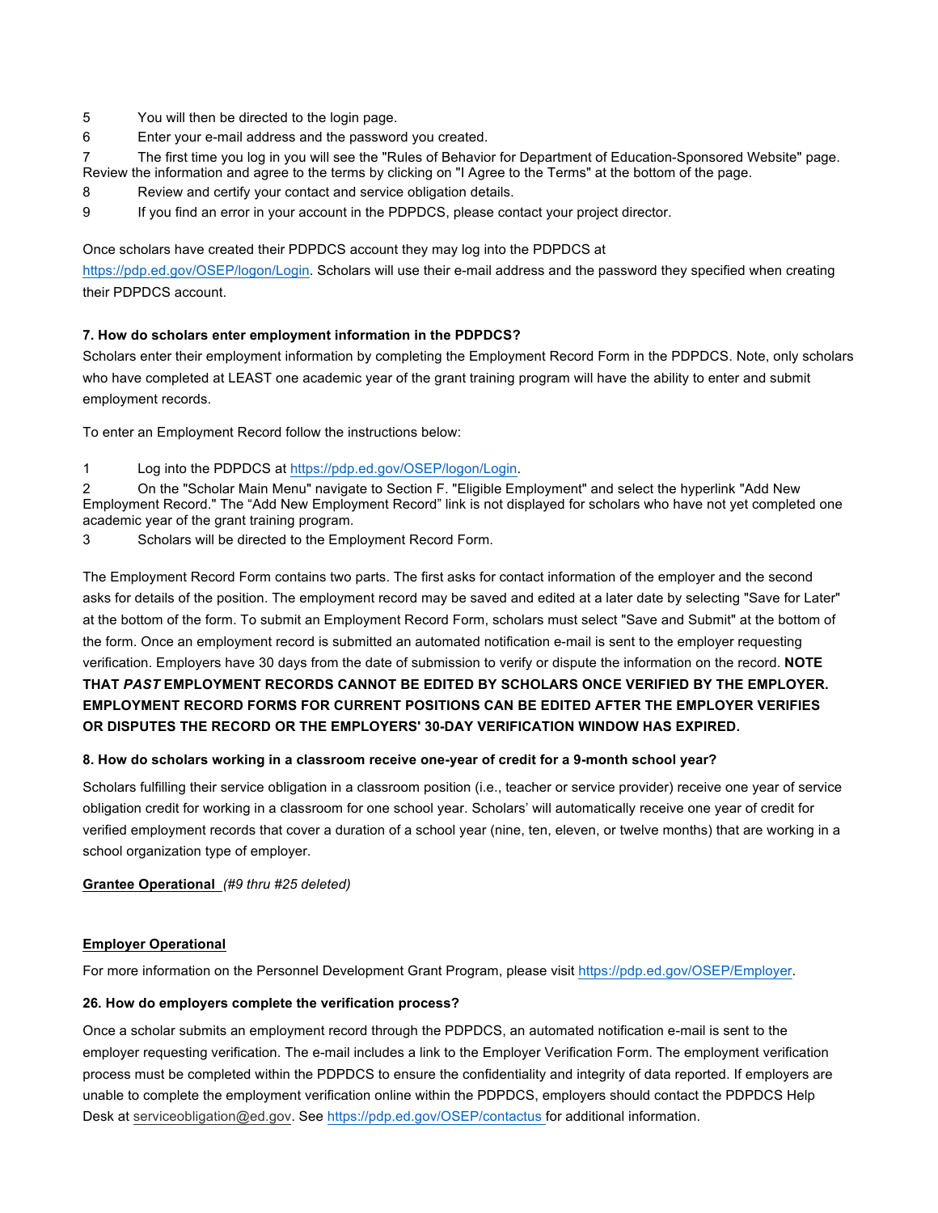5 You will then be directed to the login page.

6 Enter your e-mail address and the password you created.

7 The first time you log in you will see the "Rules of Behavior for Department of Education-Sponsored Website" page. Review the information and agree to the terms by clicking on "I Agree to the Terms" at the bottom of the page.

8 Review and certify your contact and service obligation details.

9 If you find an error in your account in the PDPDCS, please contact your project director.

Once scholars have created their PDPDCS account they may log into the PDPDCS at https://pdp.ed.gov/OSEP/logon/Login. Scholars will use their e-mail address and the password they specified when creating their PDPDCS account.

**7. How do scholars enter employment information in the PDPDCS?**

Scholars enter their employment information by completing the Employment Record Form in the PDPDCS. Note, only scholars who have completed at LEAST one academic year of the grant training program will have the ability to enter and submit employment records.

To enter an Employment Record follow the instructions below:

1 Log into the PDPDCS at https://pdp.ed.gov/OSEP/logon/Login.

2 On the "Scholar Main Menu" navigate to Section F. "Eligible Employment" and select the hyperlink "Add New Employment Record." The "Add New Employment Record" link is not displayed for scholars who have not yet completed one academic year of the grant training program.

3 Scholars will be directed to the Employment Record Form.

The Employment Record Form contains two parts. The first asks for contact information of the employer and the second asks for details of the position. The employment record may be saved and edited at a later date by selecting "Save for Later" at the bottom of the form. To submit an Employment Record Form, scholars must select "Save and Submit" at the bottom of the form. Once an employment record is submitted an automated notification e-mail is sent to the employer requesting verification. Employers have 30 days from the date of submission to verify or dispute the information on the record. **NOTE THAT *PAST* EMPLOYMENT RECORDS CANNOT BE EDITED BY SCHOLARS ONCE VERIFIED BY THE EMPLOYER. EMPLOYMENT RECORD FORMS FOR CURRENT POSITIONS CAN BE EDITED AFTER THE EMPLOYER VERIFIES OR DISPUTES THE RECORD OR THE EMPLOYERS' 30-DAY VERIFICATION WINDOW HAS EXPIRED.**

**8. How do scholars working in a classroom receive one-year of credit for a 9-month school year?**

Scholars fulfilling their service obligation in a classroom position (i.e., teacher or service provider) receive one year of service obligation credit for working in a classroom for one school year. Scholars' will automatically receive one year of credit for verified employment records that cover a duration of a school year (nine, ten, eleven, or twelve months) that are working in a school organization type of employer.

**Grantee Operational** *(#9 thru #25 deleted)*

**Employer Operational**

For more information on the Personnel Development Grant Program, please visit https://pdp.ed.gov/OSEP/Employer.

**26. How do employers complete the verification process?**

Once a scholar submits an employment record through the PDPDCS, an automated notification e-mail is sent to the employer requesting verification. The e-mail includes a link to the Employer Verification Form. The employment verification process must be completed within the PDPDCS to ensure the confidentiality and integrity of data reported. If employers are unable to complete the employment verification online within the PDPDCS, employers should contact the PDPDCS Help Desk at serviceobligation@ed.gov. See https://pdp.ed.gov/OSEP/contactus for additional information.